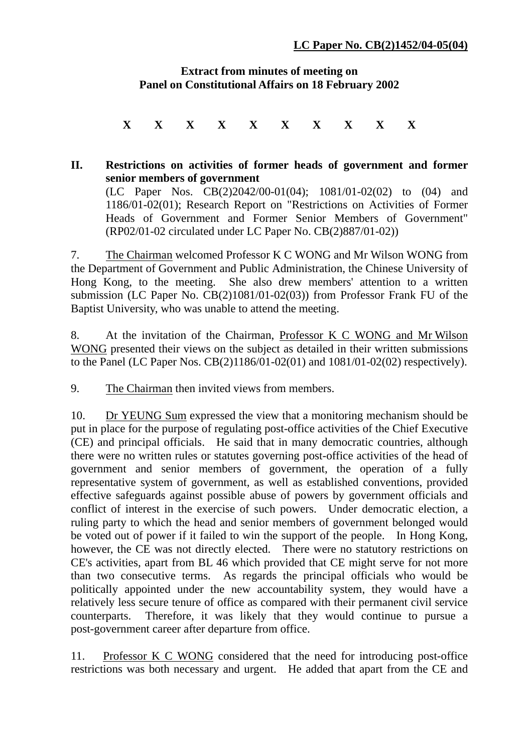**LC Paper No. CB(2)1452/04-05(04)**

**Extract from minutes of meeting on**
**Panel on Constitutional Affairs on 18 February 2002**

X X X X X X X X X X

**II. Restrictions on activities of former heads of government and former senior members of government**

(LC Paper Nos. CB(2)2042/00-01(04); 1081/01-02(02) to (04) and 1186/01-02(01); Research Report on "Restrictions on Activities of Former Heads of Government and Former Senior Members of Government" (RP02/01-02 circulated under LC Paper No. CB(2)887/01-02))

7. The Chairman welcomed Professor K C WONG and Mr Wilson WONG from the Department of Government and Public Administration, the Chinese University of Hong Kong, to the meeting. She also drew members' attention to a written submission (LC Paper No. CB(2)1081/01-02(03)) from Professor Frank FU of the Baptist University, who was unable to attend the meeting.

8. At the invitation of the Chairman, Professor K C WONG and Mr Wilson WONG presented their views on the subject as detailed in their written submissions to the Panel (LC Paper Nos. CB(2)1186/01-02(01) and 1081/01-02(02) respectively).

9. The Chairman then invited views from members.

10. Dr YEUNG Sum expressed the view that a monitoring mechanism should be put in place for the purpose of regulating post-office activities of the Chief Executive (CE) and principal officials. He said that in many democratic countries, although there were no written rules or statutes governing post-office activities of the head of government and senior members of government, the operation of a fully representative system of government, as well as established conventions, provided effective safeguards against possible abuse of powers by government officials and conflict of interest in the exercise of such powers. Under democratic election, a ruling party to which the head and senior members of government belonged would be voted out of power if it failed to win the support of the people. In Hong Kong, however, the CE was not directly elected. There were no statutory restrictions on CE's activities, apart from BL 46 which provided that CE might serve for not more than two consecutive terms. As regards the principal officials who would be politically appointed under the new accountability system, they would have a relatively less secure tenure of office as compared with their permanent civil service counterparts. Therefore, it was likely that they would continue to pursue a post-government career after departure from office.

11. Professor K C WONG considered that the need for introducing post-office restrictions was both necessary and urgent. He added that apart from the CE and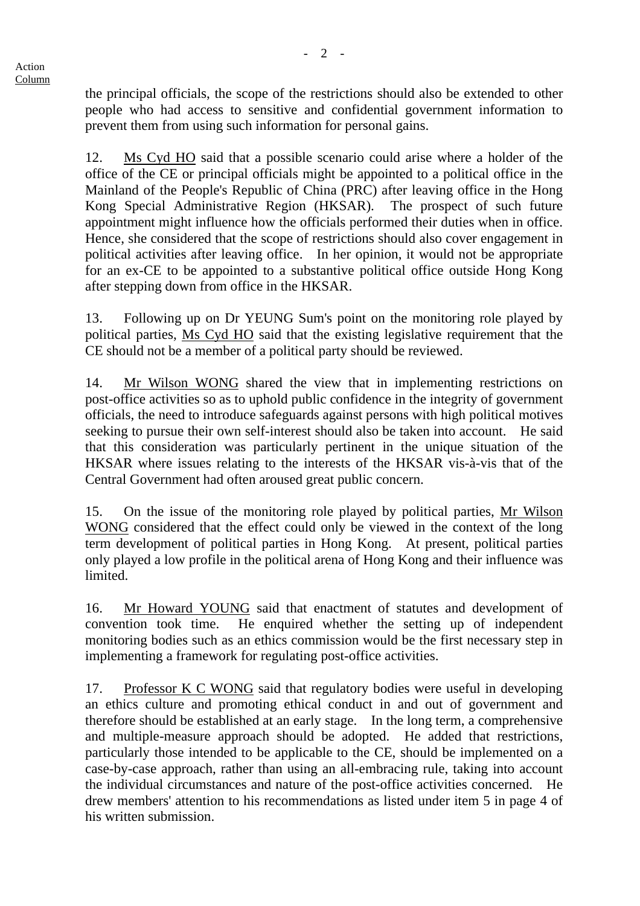the principal officials, the scope of the restrictions should also be extended to other people who had access to sensitive and confidential government information to prevent them from using such information for personal gains.

12. Ms Cyd HO said that a possible scenario could arise where a holder of the office of the CE or principal officials might be appointed to a political office in the Mainland of the People's Republic of China (PRC) after leaving office in the Hong Kong Special Administrative Region (HKSAR). The prospect of such future appointment might influence how the officials performed their duties when in office. Hence, she considered that the scope of restrictions should also cover engagement in political activities after leaving office. In her opinion, it would not be appropriate for an ex-CE to be appointed to a substantive political office outside Hong Kong after stepping down from office in the HKSAR.

13. Following up on Dr YEUNG Sum's point on the monitoring role played by political parties, Ms Cyd HO said that the existing legislative requirement that the CE should not be a member of a political party should be reviewed.

14. Mr Wilson WONG shared the view that in implementing restrictions on post-office activities so as to uphold public confidence in the integrity of government officials, the need to introduce safeguards against persons with high political motives seeking to pursue their own self-interest should also be taken into account. He said that this consideration was particularly pertinent in the unique situation of the HKSAR where issues relating to the interests of the HKSAR vis-à-vis that of the Central Government had often aroused great public concern.

15. On the issue of the monitoring role played by political parties, Mr Wilson WONG considered that the effect could only be viewed in the context of the long term development of political parties in Hong Kong. At present, political parties only played a low profile in the political arena of Hong Kong and their influence was limited.

16. Mr Howard YOUNG said that enactment of statutes and development of convention took time. He enquired whether the setting up of independent monitoring bodies such as an ethics commission would be the first necessary step in implementing a framework for regulating post-office activities.

17. Professor K C WONG said that regulatory bodies were useful in developing an ethics culture and promoting ethical conduct in and out of government and therefore should be established at an early stage. In the long term, a comprehensive and multiple-measure approach should be adopted. He added that restrictions, particularly those intended to be applicable to the CE, should be implemented on a case-by-case approach, rather than using an all-embracing rule, taking into account the individual circumstances and nature of the post-office activities concerned. He drew members' attention to his recommendations as listed under item 5 in page 4 of his written submission.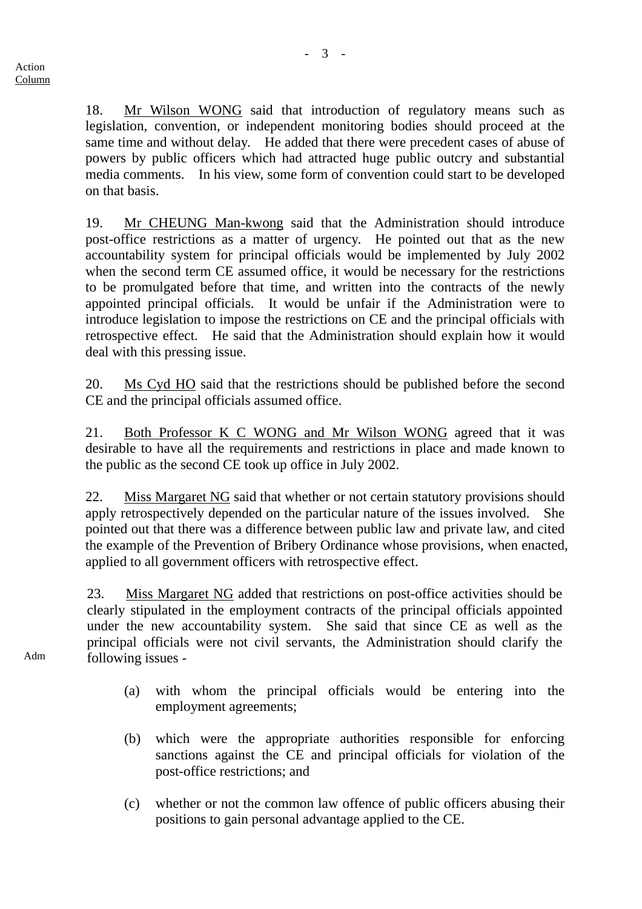Action Column

18. Mr Wilson WONG said that introduction of regulatory means such as legislation, convention, or independent monitoring bodies should proceed at the same time and without delay. He added that there were precedent cases of abuse of powers by public officers which had attracted huge public outcry and substantial media comments. In his view, some form of convention could start to be developed on that basis.

19. Mr CHEUNG Man-kwong said that the Administration should introduce post-office restrictions as a matter of urgency. He pointed out that as the new accountability system for principal officials would be implemented by July 2002 when the second term CE assumed office, it would be necessary for the restrictions to be promulgated before that time, and written into the contracts of the newly appointed principal officials. It would be unfair if the Administration were to introduce legislation to impose the restrictions on CE and the principal officials with retrospective effect. He said that the Administration should explain how it would deal with this pressing issue.

20. Ms Cyd HO said that the restrictions should be published before the second CE and the principal officials assumed office.

21. Both Professor K C WONG and Mr Wilson WONG agreed that it was desirable to have all the requirements and restrictions in place and made known to the public as the second CE took up office in July 2002.

22. Miss Margaret NG said that whether or not certain statutory provisions should apply retrospectively depended on the particular nature of the issues involved. She pointed out that there was a difference between public law and private law, and cited the example of the Prevention of Bribery Ordinance whose provisions, when enacted, applied to all government officers with retrospective effect.

23. Miss Margaret NG added that restrictions on post-office activities should be clearly stipulated in the employment contracts of the principal officials appointed under the new accountability system. She said that since CE as well as the principal officials were not civil servants, the Administration should clarify the following issues -

Adm

(a) with whom the principal officials would be entering into the employment agreements;

(b) which were the appropriate authorities responsible for enforcing sanctions against the CE and principal officials for violation of the post-office restrictions; and

(c) whether or not the common law offence of public officers abusing their positions to gain personal advantage applied to the CE.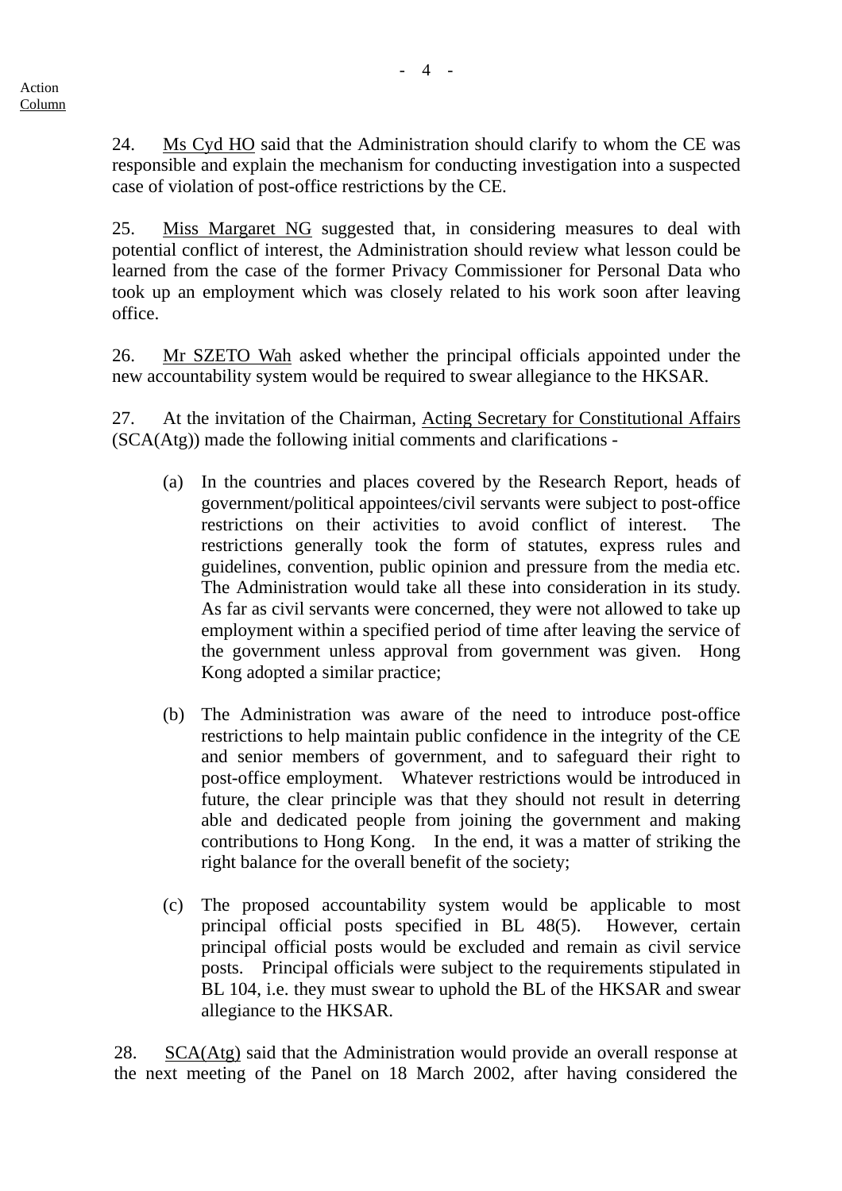Action
Column

24. Ms Cyd HO said that the Administration should clarify to whom the CE was responsible and explain the mechanism for conducting investigation into a suspected case of violation of post-office restrictions by the CE.

25. Miss Margaret NG suggested that, in considering measures to deal with potential conflict of interest, the Administration should review what lesson could be learned from the case of the former Privacy Commissioner for Personal Data who took up an employment which was closely related to his work soon after leaving office.

26. Mr SZETO Wah asked whether the principal officials appointed under the new accountability system would be required to swear allegiance to the HKSAR.

27. At the invitation of the Chairman, Acting Secretary for Constitutional Affairs (SCA(Atg)) made the following initial comments and clarifications -

(a) In the countries and places covered by the Research Report, heads of government/political appointees/civil servants were subject to post-office restrictions on their activities to avoid conflict of interest. The restrictions generally took the form of statutes, express rules and guidelines, convention, public opinion and pressure from the media etc. The Administration would take all these into consideration in its study. As far as civil servants were concerned, they were not allowed to take up employment within a specified period of time after leaving the service of the government unless approval from government was given. Hong Kong adopted a similar practice;

(b) The Administration was aware of the need to introduce post-office restrictions to help maintain public confidence in the integrity of the CE and senior members of government, and to safeguard their right to post-office employment. Whatever restrictions would be introduced in future, the clear principle was that they should not result in deterring able and dedicated people from joining the government and making contributions to Hong Kong. In the end, it was a matter of striking the right balance for the overall benefit of the society;

(c) The proposed accountability system would be applicable to most principal official posts specified in BL 48(5). However, certain principal official posts would be excluded and remain as civil service posts. Principal officials were subject to the requirements stipulated in BL 104, i.e. they must swear to uphold the BL of the HKSAR and swear allegiance to the HKSAR.

28. SCA(Atg) said that the Administration would provide an overall response at the next meeting of the Panel on 18 March 2002, after having considered the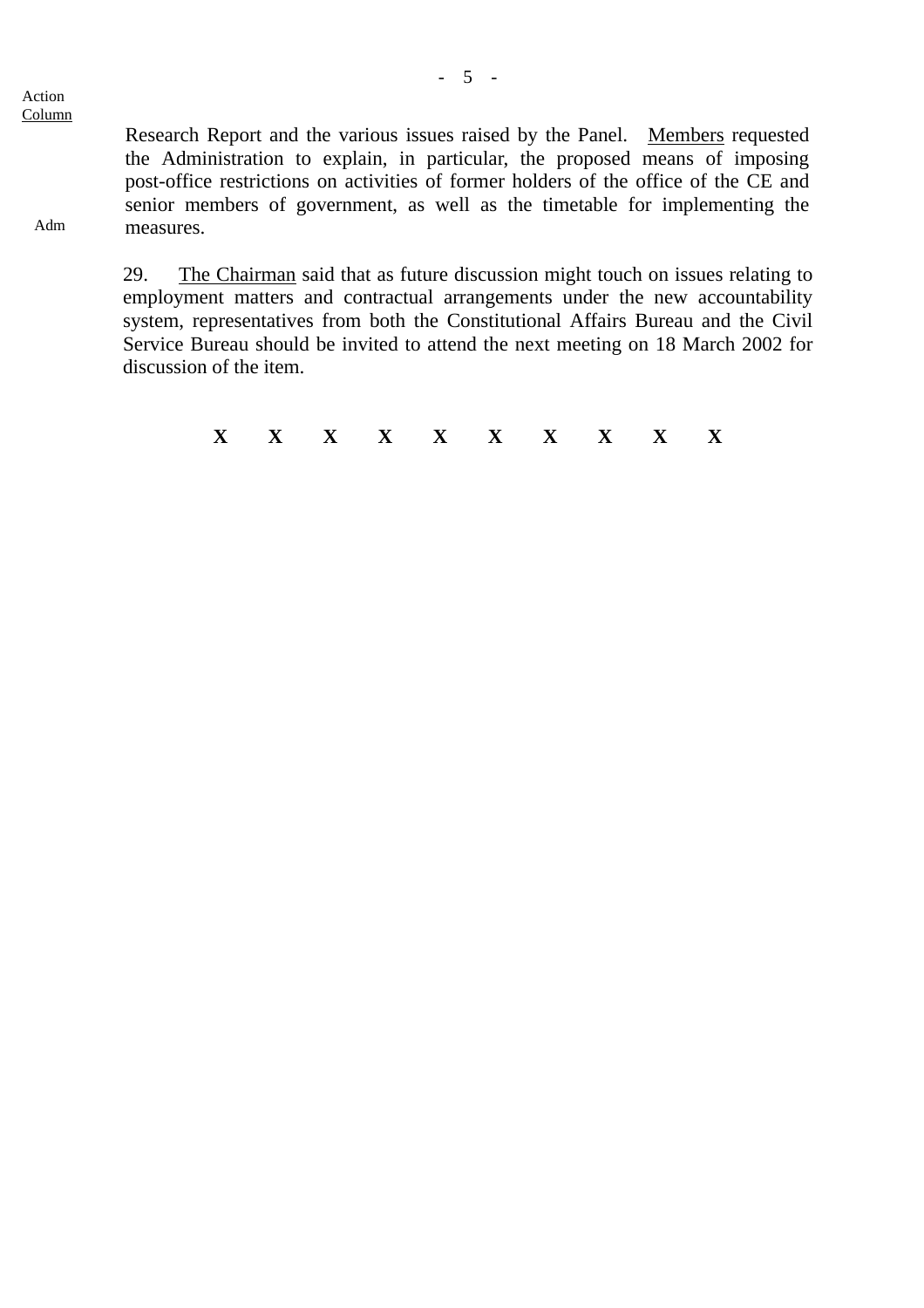Action
Column

Research Report and the various issues raised by the Panel. Members requested the Administration to explain, in particular, the proposed means of imposing post-office restrictions on activities of former holders of the office of the CE and senior members of government, as well as the timetable for implementing the measures.

Adm

29. The Chairman said that as future discussion might touch on issues relating to employment matters and contractual arrangements under the new accountability system, representatives from both the Constitutional Affairs Bureau and the Civil Service Bureau should be invited to attend the next meeting on 18 March 2002 for discussion of the item.

**X X X X X X X X X X**